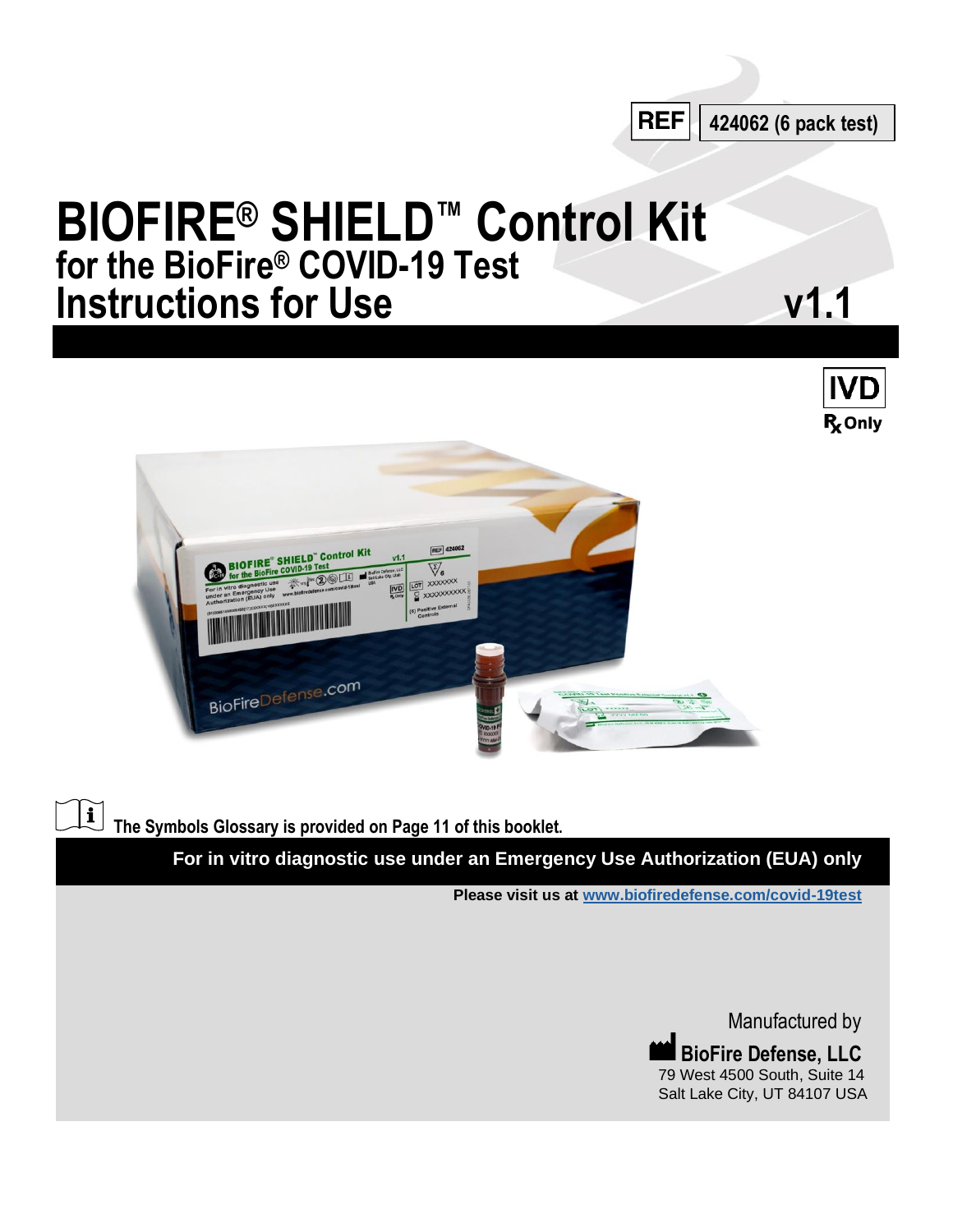REF 424062 (6 pack test)

# BIOFIRE® SHIELD™ Control Kit
## for the BioFire® COVID-19 Test
## Instructions for Use v1.1

IVD

℞ Only

The Symbols Glossary is provided on Page 11 of this booklet.

**For in vitro diagnostic use under an Emergency Use Authorization (EUA) only**

**Please visit us at [www.biofiredefense.com/covid-19test](www.biofiredefense.com/covid-19test)**

Manufactured by

**BioFire Defense, LLC**
79 West 4500 South, Suite 14
Salt Lake City, UT 84107 USA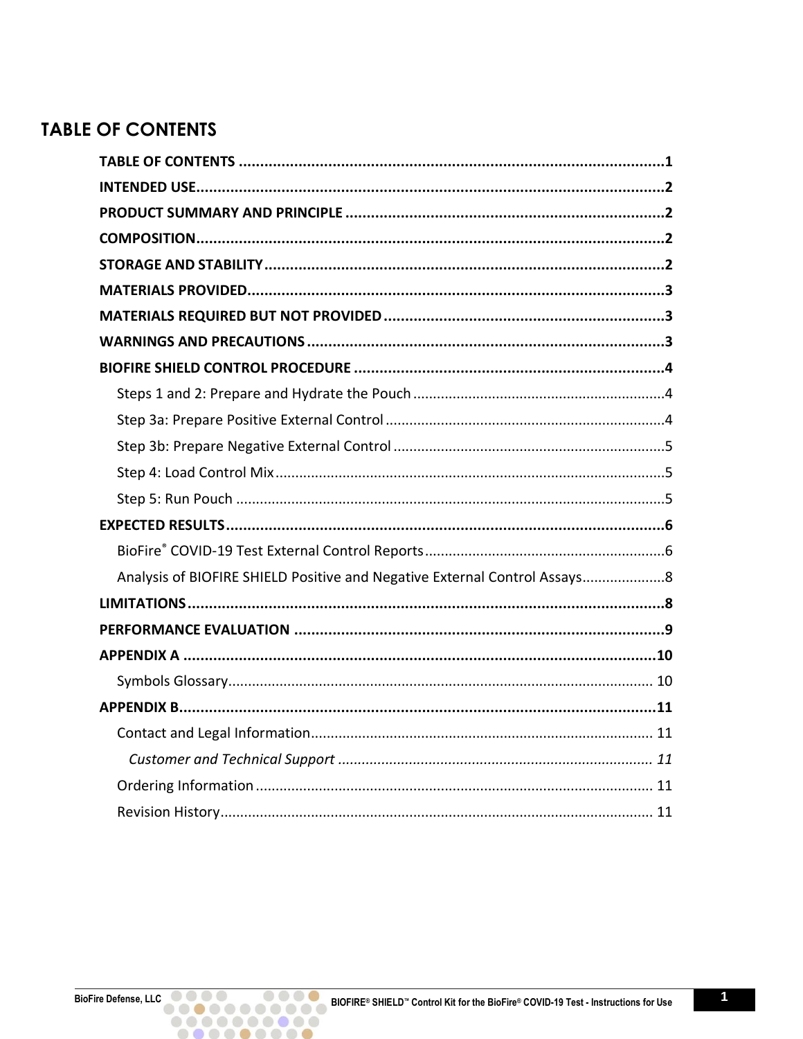# TABLE OF CONTENTS

**TABLE OF CONTENTS** ....................................................................................................**1**

**INTENDED USE**.............................................................................................................**2**

**PRODUCT SUMMARY AND PRINCIPLE** ..........................................................................**2**

**COMPOSITION**.............................................................................................................**2**

**STORAGE AND STABILITY**.............................................................................................**2**

**MATERIALS PROVIDED**.................................................................................................**3**

**MATERIALS REQUIRED BUT NOT PROVIDED** ..................................................................**3**

**WARNINGS AND PRECAUTIONS** ....................................................................................**3**

**BIOFIRE SHIELD CONTROL PROCEDURE** .........................................................................**4**

- Steps 1 and 2: Prepare and Hydrate the Pouch ................................................................4
- Step 3a: Prepare Positive External Control ......................................................................4
- Step 3b: Prepare Negative External Control ....................................................................5
- Step 4: Load Control Mix ..................................................................................................5
- Step 5: Run Pouch ............................................................................................................5

**EXPECTED RESULTS**.......................................................................................................**6**

- BioFire® COVID-19 Test External Control Reports ............................................................6
- Analysis of BIOFIRE SHIELD Positive and Negative External Control Assays.....................8

**LIMITATIONS**................................................................................................................**8**

**PERFORMANCE EVALUATION** .......................................................................................**9**

**APPENDIX A** ...............................................................................................................**10**

- Symbols Glossary........................................................................................................... 10

**APPENDIX B**...............................................................................................................**11**

- Contact and Legal Information....................................................................................... 11
  - *Customer and Technical Support* ............................................................................... *11*
- Ordering Information .................................................................................................... 11
- Revision History............................................................................................................. 11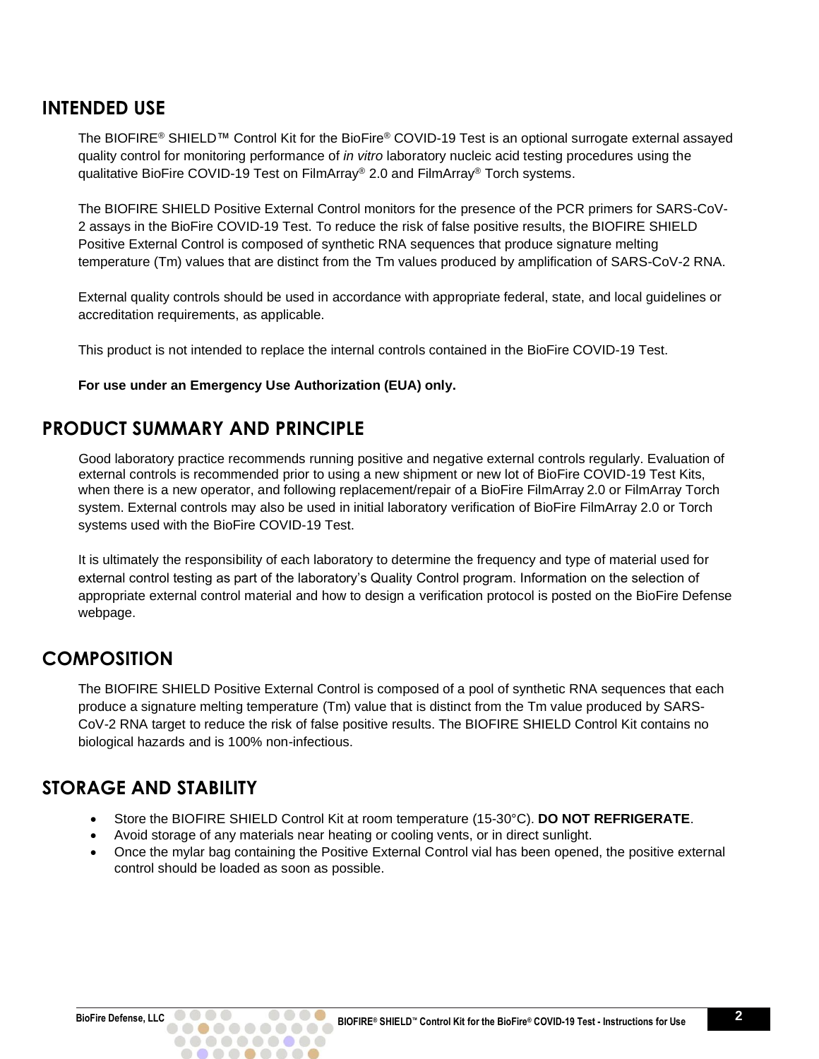## INTENDED USE

The BIOFIRE® SHIELD™ Control Kit for the BioFire® COVID-19 Test is an optional surrogate external assayed quality control for monitoring performance of *in vitro* laboratory nucleic acid testing procedures using the qualitative BioFire COVID-19 Test on FilmArray® 2.0 and FilmArray® Torch systems.

The BIOFIRE SHIELD Positive External Control monitors for the presence of the PCR primers for SARS-CoV-2 assays in the BioFire COVID-19 Test. To reduce the risk of false positive results, the BIOFIRE SHIELD Positive External Control is composed of synthetic RNA sequences that produce signature melting temperature (Tm) values that are distinct from the Tm values produced by amplification of SARS-CoV-2 RNA.

External quality controls should be used in accordance with appropriate federal, state, and local guidelines or accreditation requirements, as applicable.

This product is not intended to replace the internal controls contained in the BioFire COVID-19 Test.

**For use under an Emergency Use Authorization (EUA) only.**

## PRODUCT SUMMARY AND PRINCIPLE

Good laboratory practice recommends running positive and negative external controls regularly. Evaluation of external controls is recommended prior to using a new shipment or new lot of BioFire COVID-19 Test Kits, when there is a new operator, and following replacement/repair of a BioFire FilmArray 2.0 or FilmArray Torch system. External controls may also be used in initial laboratory verification of BioFire FilmArray 2.0 or Torch systems used with the BioFire COVID-19 Test.

It is ultimately the responsibility of each laboratory to determine the frequency and type of material used for external control testing as part of the laboratory's Quality Control program. Information on the selection of appropriate external control material and how to design a verification protocol is posted on the BioFire Defense webpage.

## COMPOSITION

The BIOFIRE SHIELD Positive External Control is composed of a pool of synthetic RNA sequences that each produce a signature melting temperature (Tm) value that is distinct from the Tm value produced by SARS-CoV-2 RNA target to reduce the risk of false positive results. The BIOFIRE SHIELD Control Kit contains no biological hazards and is 100% non-infectious.

## STORAGE AND STABILITY

- Store the BIOFIRE SHIELD Control Kit at room temperature (15-30°C). **DO NOT REFRIGERATE**.
- Avoid storage of any materials near heating or cooling vents, or in direct sunlight.
- Once the mylar bag containing the Positive External Control vial has been opened, the positive external control should be loaded as soon as possible.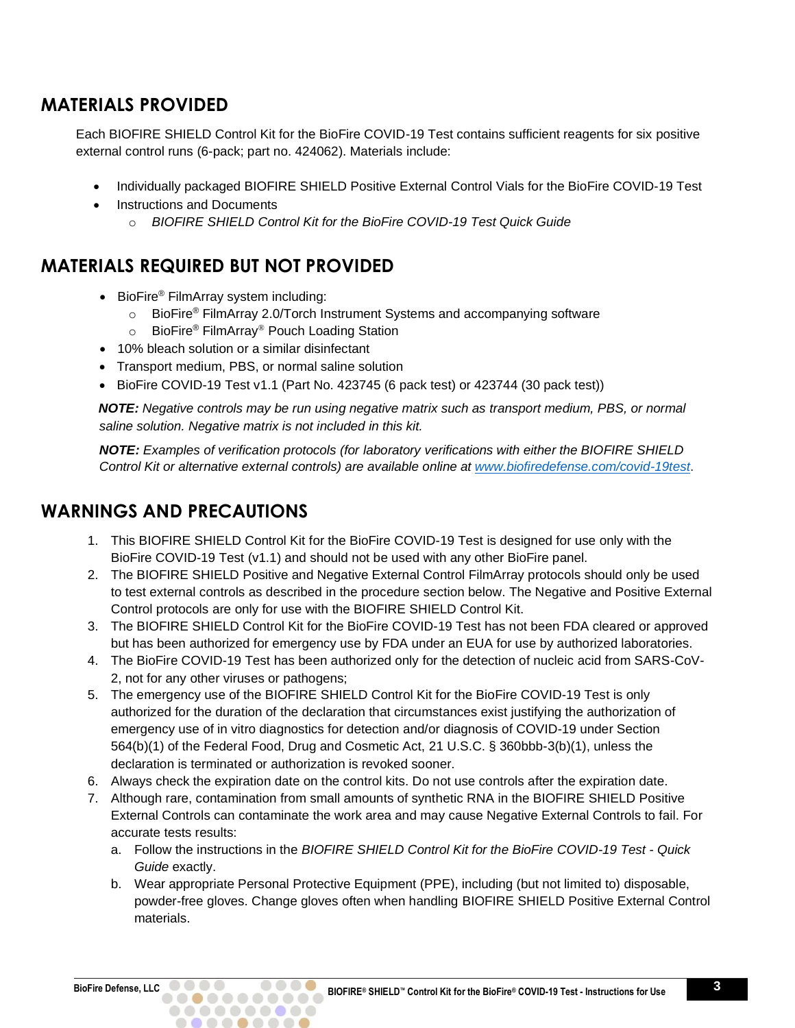## MATERIALS PROVIDED

Each BIOFIRE SHIELD Control Kit for the BioFire COVID-19 Test contains sufficient reagents for six positive external control runs (6-pack; part no. 424062). Materials include:

- Individually packaged BIOFIRE SHIELD Positive External Control Vials for the BioFire COVID-19 Test
- Instructions and Documents
  - *BIOFIRE SHIELD Control Kit for the BioFire COVID-19 Test Quick Guide*

## MATERIALS REQUIRED BUT NOT PROVIDED

- BioFire® FilmArray system including:
  - BioFire® FilmArray 2.0/Torch Instrument Systems and accompanying software
  - BioFire® FilmArray® Pouch Loading Station
- 10% bleach solution or a similar disinfectant
- Transport medium, PBS, or normal saline solution
- BioFire COVID-19 Test v1.1 (Part No. 423745 (6 pack test) or 423744 (30 pack test))

***NOTE:*** *Negative controls may be run using negative matrix such as transport medium, PBS, or normal saline solution. Negative matrix is not included in this kit.*

***NOTE:*** *Examples of verification protocols (for laboratory verifications with either the BIOFIRE SHIELD Control Kit or alternative external controls) are available online at [www.biofiredefense.com/covid-19test](www.biofiredefense.com/covid-19test).*

## WARNINGS AND PRECAUTIONS

1. This BIOFIRE SHIELD Control Kit for the BioFire COVID-19 Test is designed for use only with the BioFire COVID-19 Test (v1.1) and should not be used with any other BioFire panel.
2. The BIOFIRE SHIELD Positive and Negative External Control FilmArray protocols should only be used to test external controls as described in the procedure section below. The Negative and Positive External Control protocols are only for use with the BIOFIRE SHIELD Control Kit.
3. The BIOFIRE SHIELD Control Kit for the BioFire COVID-19 Test has not been FDA cleared or approved but has been authorized for emergency use by FDA under an EUA for use by authorized laboratories.
4. The BioFire COVID-19 Test has been authorized only for the detection of nucleic acid from SARS-CoV-2, not for any other viruses or pathogens;
5. The emergency use of the BIOFIRE SHIELD Control Kit for the BioFire COVID-19 Test is only authorized for the duration of the declaration that circumstances exist justifying the authorization of emergency use of in vitro diagnostics for detection and/or diagnosis of COVID-19 under Section 564(b)(1) of the Federal Food, Drug and Cosmetic Act, 21 U.S.C. § 360bbb-3(b)(1), unless the declaration is terminated or authorization is revoked sooner.
6. Always check the expiration date on the control kits. Do not use controls after the expiration date.
7. Although rare, contamination from small amounts of synthetic RNA in the BIOFIRE SHIELD Positive External Controls can contaminate the work area and may cause Negative External Controls to fail. For accurate tests results:
   a. Follow the instructions in the *BIOFIRE SHIELD Control Kit for the BioFire COVID-19 Test - Quick Guide* exactly.
   b. Wear appropriate Personal Protective Equipment (PPE), including (but not limited to) disposable, powder-free gloves. Change gloves often when handling BIOFIRE SHIELD Positive External Control materials.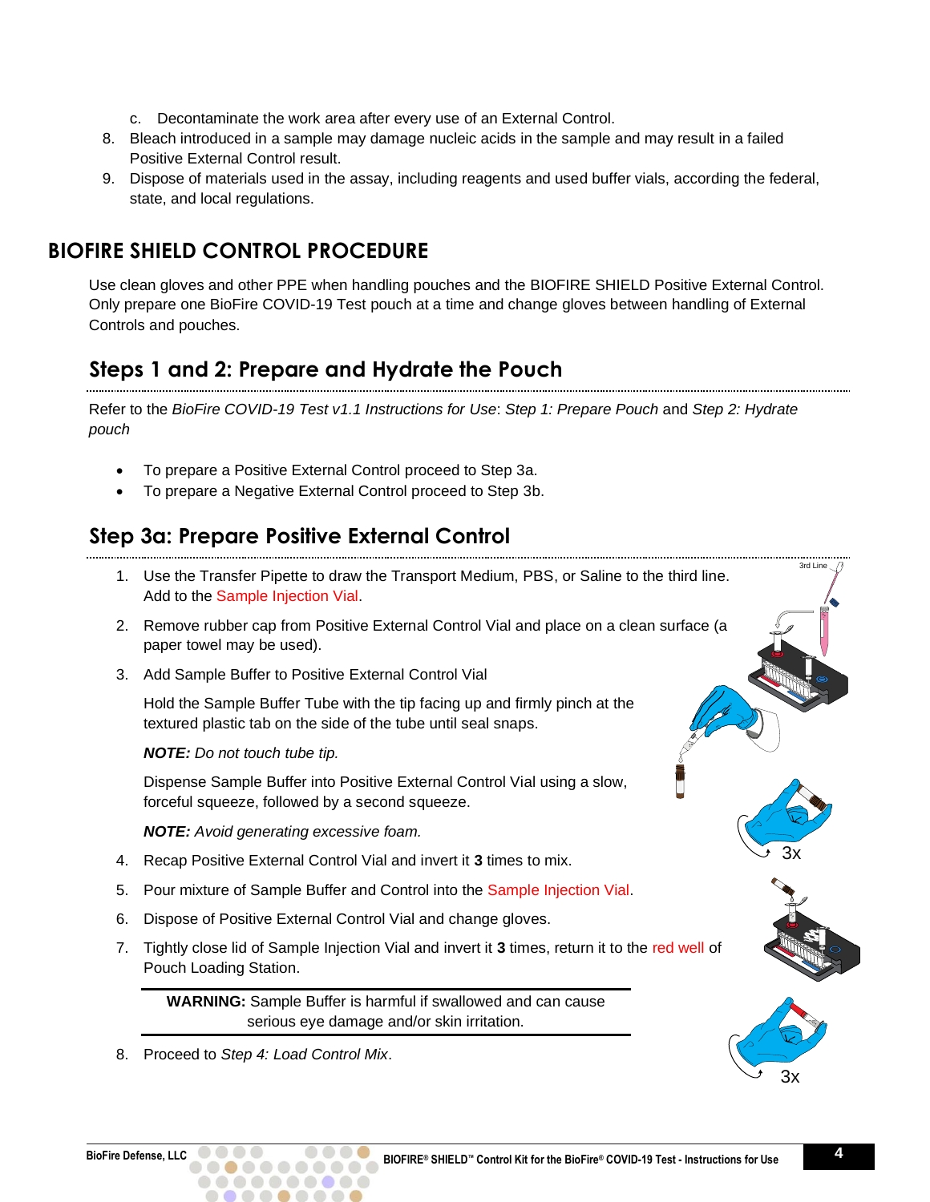c. Decontaminate the work area after every use of an External Control.

8. Bleach introduced in a sample may damage nucleic acids in the sample and may result in a failed Positive External Control result.
9. Dispose of materials used in the assay, including reagents and used buffer vials, according the federal, state, and local regulations.

# BIOFIRE SHIELD CONTROL PROCEDURE

Use clean gloves and other PPE when handling pouches and the BIOFIRE SHIELD Positive External Control. Only prepare one BioFire COVID-19 Test pouch at a time and change gloves between handling of External Controls and pouches.

## Steps 1 and 2: Prepare and Hydrate the Pouch

Refer to the *BioFire COVID-19 Test v1.1 Instructions for Use*: *Step 1: Prepare Pouch* and *Step 2: Hydrate pouch*

- To prepare a Positive External Control proceed to Step 3a.
- To prepare a Negative External Control proceed to Step 3b.

## Step 3a: Prepare Positive External Control

1. Use the Transfer Pipette to draw the Transport Medium, PBS, or Saline to the third line. Add to the Sample Injection Vial.
2. Remove rubber cap from Positive External Control Vial and place on a clean surface (a paper towel may be used).
3. Add Sample Buffer to Positive External Control Vial

   Hold the Sample Buffer Tube with the tip facing up and firmly pinch at the textured plastic tab on the side of the tube until seal snaps.

   ***NOTE:*** *Do not touch tube tip.*

   Dispense Sample Buffer into Positive External Control Vial using a slow, forceful squeeze, followed by a second squeeze.

   ***NOTE:*** *Avoid generating excessive foam.*

4. Recap Positive External Control Vial and invert it **3** times to mix.
5. Pour mixture of Sample Buffer and Control into the Sample Injection Vial.
6. Dispose of Positive External Control Vial and change gloves.
7. Tightly close lid of Sample Injection Vial and invert it **3** times, return it to the red well of Pouch Loading Station.

   **WARNING:** Sample Buffer is harmful if swallowed and can cause serious eye damage and/or skin irritation.

8. Proceed to *Step 4: Load Control Mix*.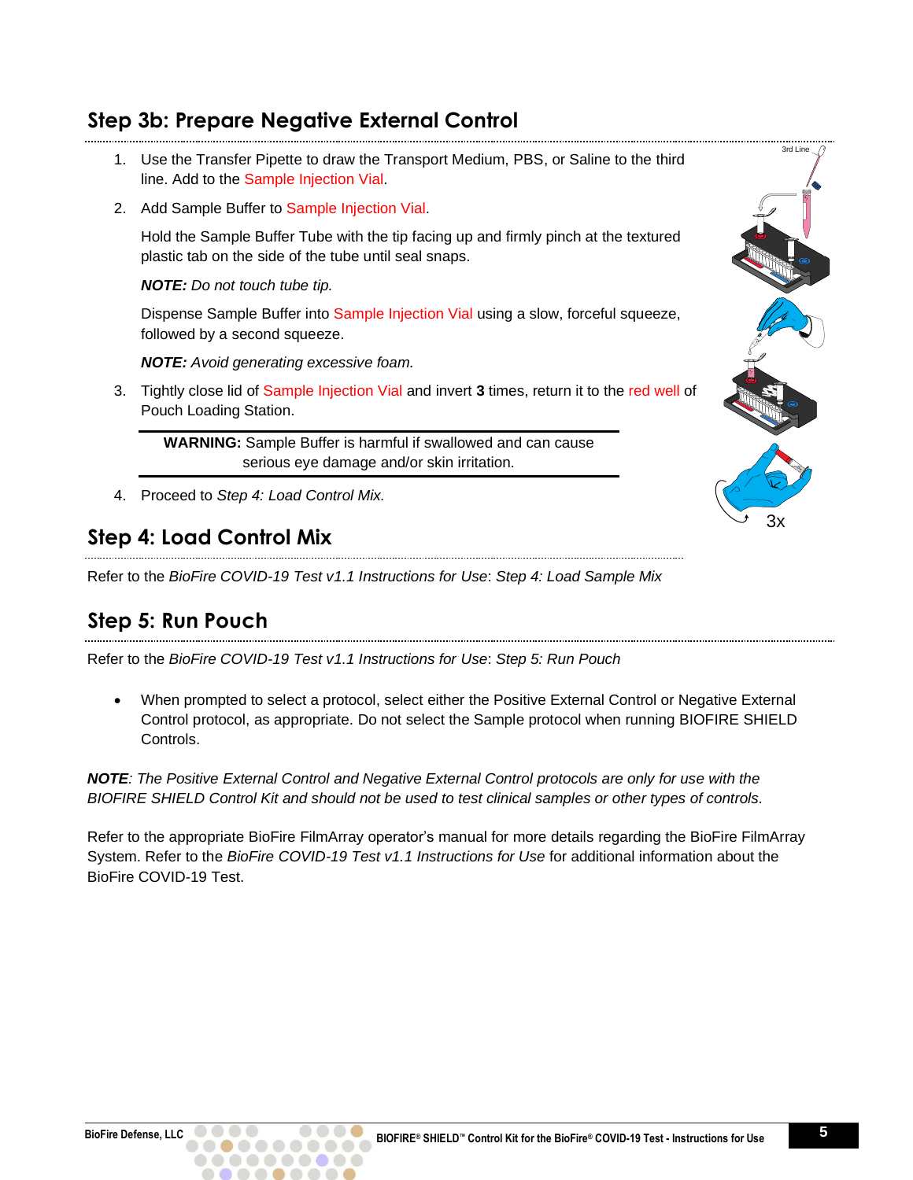## Step 3b: Prepare Negative External Control

1. Use the Transfer Pipette to draw the Transport Medium, PBS, or Saline to the third line. Add to the Sample Injection Vial.
2. Add Sample Buffer to Sample Injection Vial.

   Hold the Sample Buffer Tube with the tip facing up and firmly pinch at the textured plastic tab on the side of the tube until seal snaps.

   ***NOTE:*** *Do not touch tube tip.*

   Dispense Sample Buffer into Sample Injection Vial using a slow, forceful squeeze, followed by a second squeeze.

   ***NOTE:*** *Avoid generating excessive foam.*

3. Tightly close lid of Sample Injection Vial and invert **3** times, return it to the red well of Pouch Loading Station.

   **WARNING:** Sample Buffer is harmful if swallowed and can cause serious eye damage and/or skin irritation.

4. Proceed to *Step 4: Load Control Mix.*

## Step 4: Load Control Mix

Refer to the *BioFire COVID-19 Test v1.1 Instructions for Use*: *Step 4: Load Sample Mix*

## Step 5: Run Pouch

Refer to the *BioFire COVID-19 Test v1.1 Instructions for Use*: *Step 5: Run Pouch*

- When prompted to select a protocol, select either the Positive External Control or Negative External Control protocol, as appropriate. Do not select the Sample protocol when running BIOFIRE SHIELD Controls.

***NOTE****: The Positive External Control and Negative External Control protocols are only for use with the BIOFIRE SHIELD Control Kit and should not be used to test clinical samples or other types of controls.*

Refer to the appropriate BioFire FilmArray operator's manual for more details regarding the BioFire FilmArray System. Refer to the *BioFire COVID-19 Test v1.1 Instructions for Use* for additional information about the BioFire COVID-19 Test.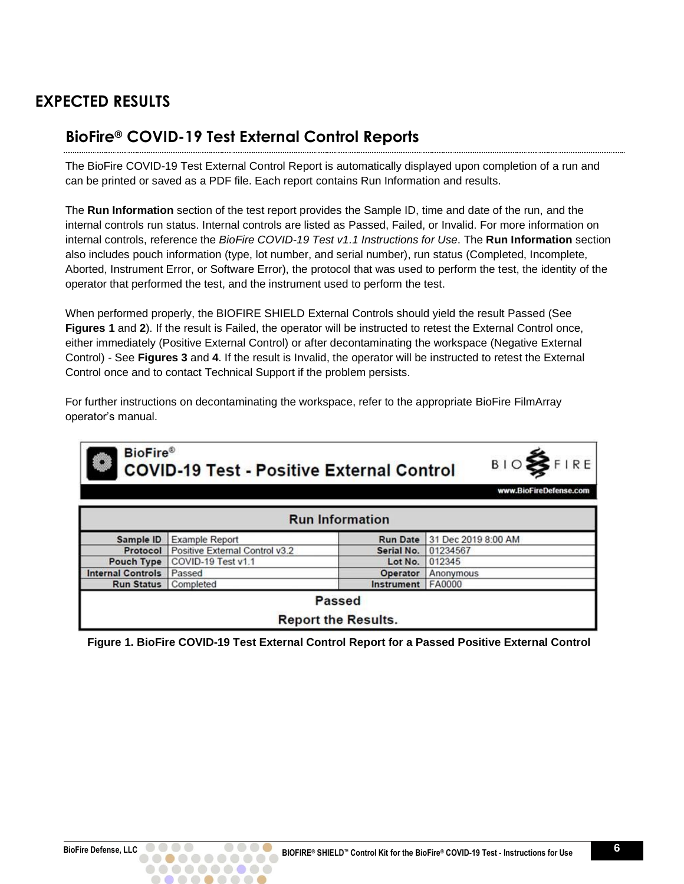# EXPECTED RESULTS

## BioFire® COVID-19 Test External Control Reports

The BioFire COVID-19 Test External Control Report is automatically displayed upon completion of a run and can be printed or saved as a PDF file. Each report contains Run Information and results.

The **Run Information** section of the test report provides the Sample ID, time and date of the run, and the internal controls run status. Internal controls are listed as Passed, Failed, or Invalid. For more information on internal controls, reference the *BioFire COVID-19 Test v1.1 Instructions for Use*. The **Run Information** section also includes pouch information (type, lot number, and serial number), run status (Completed, Incomplete, Aborted, Instrument Error, or Software Error), the protocol that was used to perform the test, the identity of the operator that performed the test, and the instrument used to perform the test.

When performed properly, the BIOFIRE SHIELD External Controls should yield the result Passed (See **Figures 1** and **2**). If the result is Failed, the operator will be instructed to retest the External Control once, either immediately (Positive External Control) or after decontaminating the workspace (Negative External Control) - See **Figures 3** and **4**. If the result is Invalid, the operator will be instructed to retest the External Control once and to contact Technical Support if the problem persists.

For further instructions on decontaminating the workspace, refer to the appropriate BioFire FilmArray operator's manual.

**BioFire® COVID-19 Test - Positive External Control**

BIOFIRE

www.BioFireDefense.com

| Run Information | | | |
|---|---|---|---|
| **Sample ID** | Example Report | **Run Date** | 31 Dec 2019 8:00 AM |
| **Protocol** | Positive External Control v3.2 | **Serial No.** | 01234567 |
| **Pouch Type** | COVID-19 Test v1.1 | **Lot No.** | 012345 |
| **Internal Controls** | Passed | **Operator** | Anonymous |
| **Run Status** | Completed | **Instrument** | FA0000 |

**Passed**

**Report the Results.**

**Figure 1. BioFire COVID-19 Test External Control Report for a Passed Positive External Control**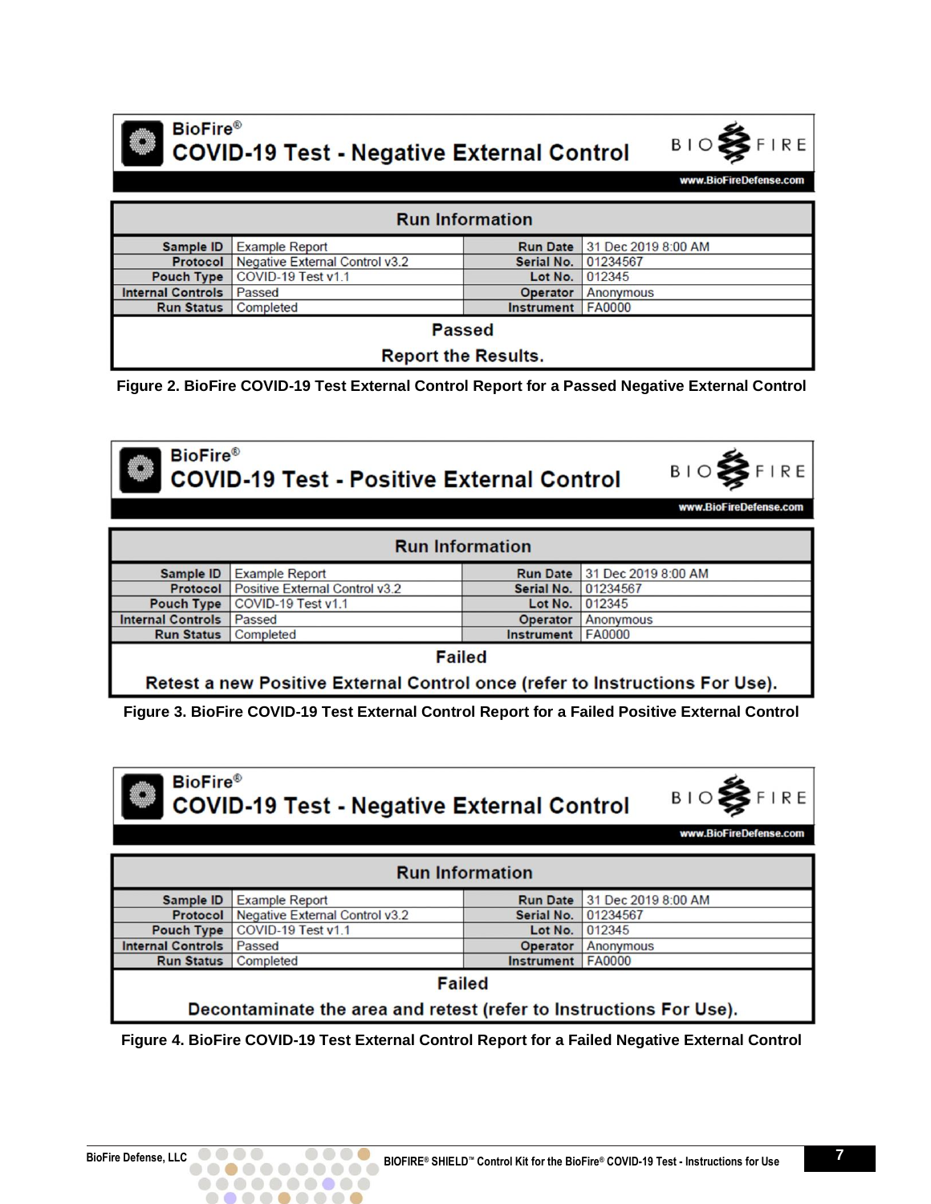**BioFire®**
**COVID-19 Test - Negative External Control**

www.BioFireDefense.com

| Run Information | | | |
|---|---|---|---|
| **Sample ID** | Example Report | **Run Date** | 31 Dec 2019 8:00 AM |
| **Protocol** | Negative External Control v3.2 | **Serial No.** | 01234567 |
| **Pouch Type** | COVID-19 Test v1.1 | **Lot No.** | 012345 |
| **Internal Controls** | Passed | **Operator** | Anonymous |
| **Run Status** | Completed | **Instrument** | FA0000 |

**Passed**

**Report the Results.**

**Figure 2. BioFire COVID-19 Test External Control Report for a Passed Negative External Control**

**BioFire®**
**COVID-19 Test - Positive External Control**

www.BioFireDefense.com

| Run Information | | | |
|---|---|---|---|
| **Sample ID** | Example Report | **Run Date** | 31 Dec 2019 8:00 AM |
| **Protocol** | Positive External Control v3.2 | **Serial No.** | 01234567 |
| **Pouch Type** | COVID-19 Test v1.1 | **Lot No.** | 012345 |
| **Internal Controls** | Passed | **Operator** | Anonymous |
| **Run Status** | Completed | **Instrument** | FA0000 |

**Failed**

**Retest a new Positive External Control once (refer to Instructions For Use).**

**Figure 3. BioFire COVID-19 Test External Control Report for a Failed Positive External Control**

**BioFire®**
**COVID-19 Test - Negative External Control**

www.BioFireDefense.com

| Run Information | | | |
|---|---|---|---|
| **Sample ID** | Example Report | **Run Date** | 31 Dec 2019 8:00 AM |
| **Protocol** | Negative External Control v3.2 | **Serial No.** | 01234567 |
| **Pouch Type** | COVID-19 Test v1.1 | **Lot No.** | 012345 |
| **Internal Controls** | Passed | **Operator** | Anonymous |
| **Run Status** | Completed | **Instrument** | FA0000 |

**Failed**

**Decontaminate the area and retest (refer to Instructions For Use).**

**Figure 4. BioFire COVID-19 Test External Control Report for a Failed Negative External Control**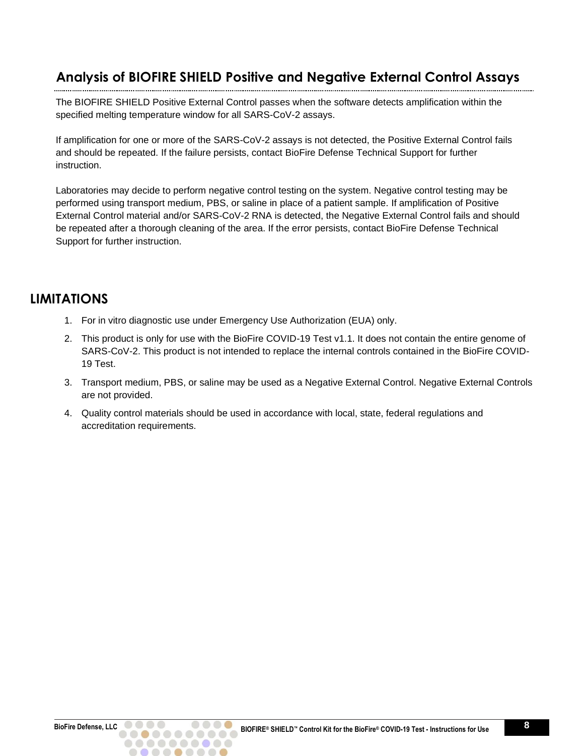## Analysis of BIOFIRE SHIELD Positive and Negative External Control Assays

The BIOFIRE SHIELD Positive External Control passes when the software detects amplification within the specified melting temperature window for all SARS-CoV-2 assays.

If amplification for one or more of the SARS-CoV-2 assays is not detected, the Positive External Control fails and should be repeated. If the failure persists, contact BioFire Defense Technical Support for further instruction.

Laboratories may decide to perform negative control testing on the system. Negative control testing may be performed using transport medium, PBS, or saline in place of a patient sample. If amplification of Positive External Control material and/or SARS-CoV-2 RNA is detected, the Negative External Control fails and should be repeated after a thorough cleaning of the area. If the error persists, contact BioFire Defense Technical Support for further instruction.

# LIMITATIONS

1. For in vitro diagnostic use under Emergency Use Authorization (EUA) only.
2. This product is only for use with the BioFire COVID-19 Test v1.1. It does not contain the entire genome of SARS-CoV-2. This product is not intended to replace the internal controls contained in the BioFire COVID-19 Test.
3. Transport medium, PBS, or saline may be used as a Negative External Control. Negative External Controls are not provided.
4. Quality control materials should be used in accordance with local, state, federal regulations and accreditation requirements.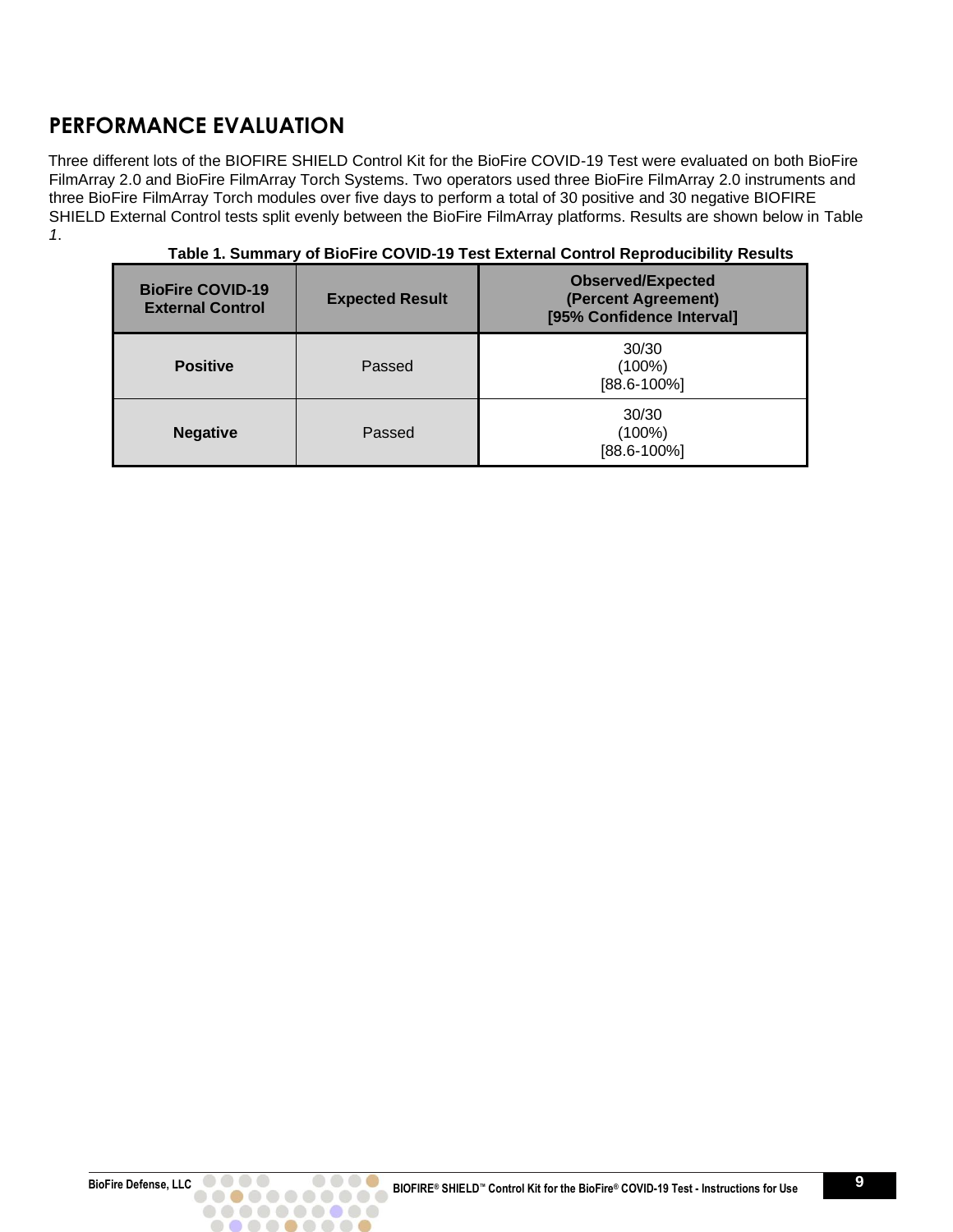## PERFORMANCE EVALUATION

Three different lots of the BIOFIRE SHIELD Control Kit for the BioFire COVID-19 Test were evaluated on both BioFire FilmArray 2.0 and BioFire FilmArray Torch Systems. Two operators used three BioFire FilmArray 2.0 instruments and three BioFire FilmArray Torch modules over five days to perform a total of 30 positive and 30 negative BIOFIRE SHIELD External Control tests split evenly between the BioFire FilmArray platforms. Results are shown below in Table *1*.

**Table 1. Summary of BioFire COVID-19 Test External Control Reproducibility Results**

| BioFire COVID-19 External Control | Expected Result | Observed/Expected (Percent Agreement) [95% Confidence Interval] |
|---|---|---|
| **Positive** | Passed | 30/30 (100%) [88.6-100%] |
| **Negative** | Passed | 30/30 (100%) [88.6-100%] |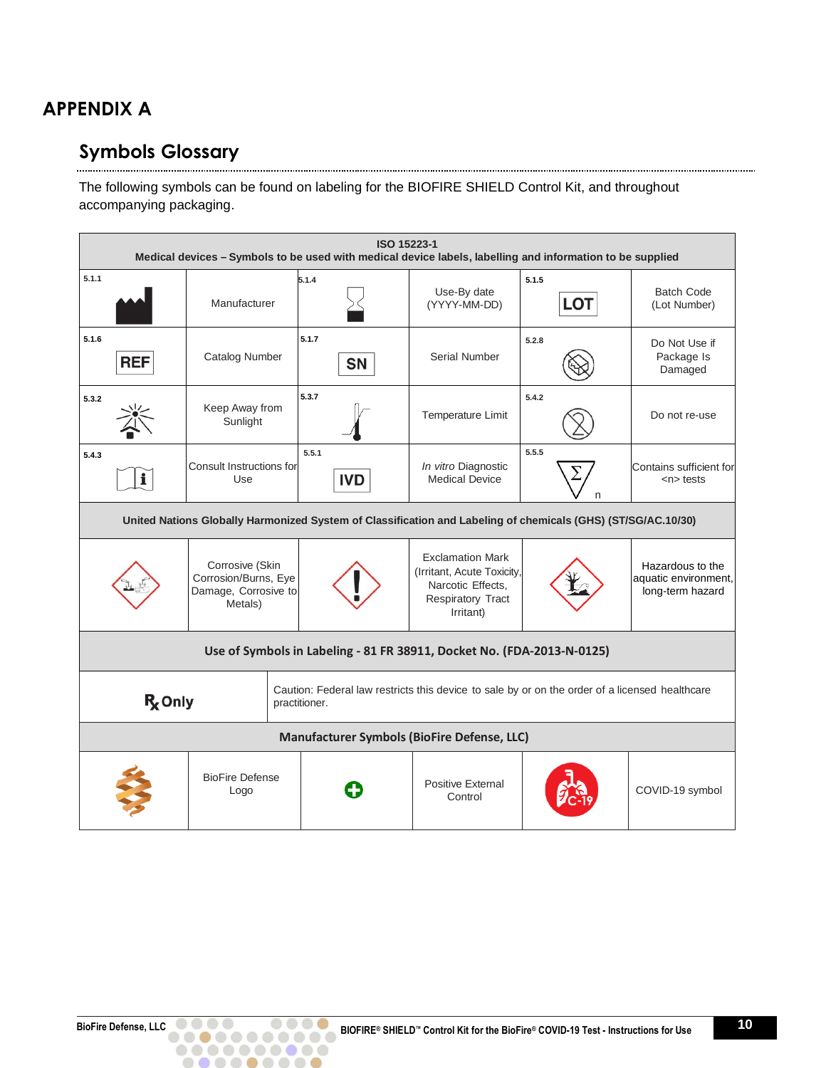# APPENDIX A

## Symbols Glossary

The following symbols can be found on labeling for the BIOFIRE SHIELD Control Kit, and throughout accompanying packaging.

| ISO 15223-1<br>Medical devices – Symbols to be used with medical device labels, labelling and information to be supplied | | | | | |
|---|---|---|---|---|---|
| 5.1.1 | Manufacturer | 5.1.4 | Use-By date (YYYY-MM-DD) | 5.1.5 LOT | Batch Code (Lot Number) |
| 5.1.6 REF | Catalog Number | 5.1.7 SN | Serial Number | 5.2.8 | Do Not Use if Package Is Damaged |
| 5.3.2 | Keep Away from Sunlight | 5.3.7 | Temperature Limit | 5.4.2 | Do not re-use |
| 5.4.3 | Consult Instructions for Use | 5.5.1 IVD | *In vitro* Diagnostic Medical Device | 5.5.5 Σ n | Contains sufficient for <n> tests |
| **United Nations Globally Harmonized System of Classification and Labeling of chemicals (GHS) (ST/SG/AC.10/30)** | | | | | |
| | Corrosive (Skin Corrosion/Burns, Eye Damage, Corrosive to Metals) | | Exclamation Mark (Irritant, Acute Toxicity, Narcotic Effects, Respiratory Tract Irritant) | | Hazardous to the aquatic environment, long-term hazard |
| **Use of Symbols in Labeling - 81 FR 38911, Docket No. (FDA-2013-N-0125)** | | | | | |
| Rx Only | Caution: Federal law restricts this device to sale by or on the order of a licensed healthcare practitioner. | | | | |
| **Manufacturer Symbols (BioFire Defense, LLC)** | | | | | |
| | BioFire Defense Logo | | Positive External Control | C-19 | COVID-19 symbol |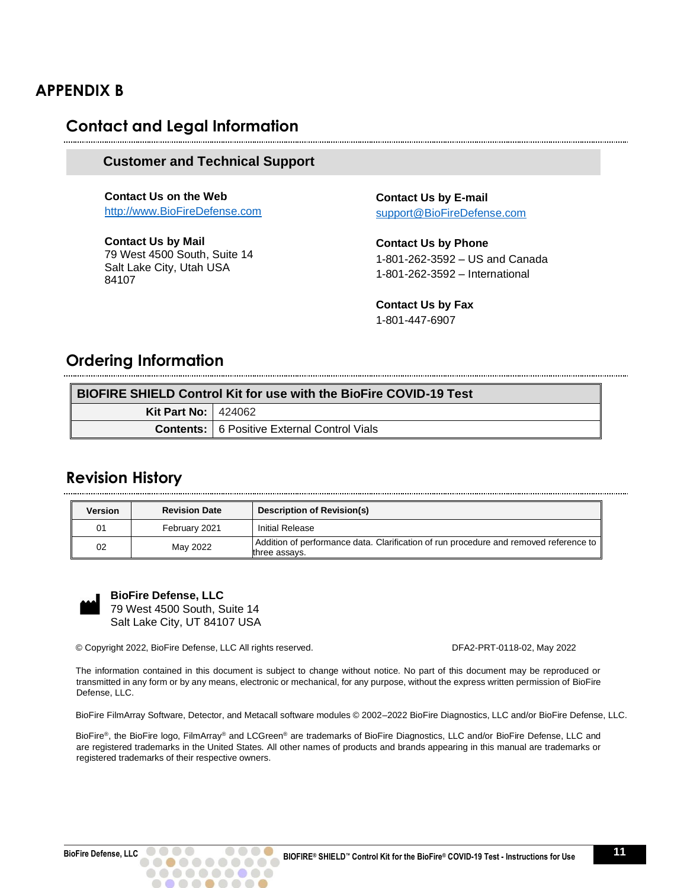# APPENDIX B

## Contact and Legal Information

### Customer and Technical Support

**Contact Us on the Web**
http://www.BioFireDefense.com

**Contact Us by Mail**
79 West 4500 South, Suite 14
Salt Lake City, Utah USA
84107

**Contact Us by E-mail**
support@BioFireDefense.com

**Contact Us by Phone**
1-801-262-3592 – US and Canada
1-801-262-3592 – International

**Contact Us by Fax**
1-801-447-6907

## Ordering Information

| BIOFIRE SHIELD Control Kit for use with the BioFire COVID-19 Test | |
|---|---|
| **Kit Part No:** | 424062 |
| **Contents:** | 6 Positive External Control Vials |

## Revision History

| Version | Revision Date | Description of Revision(s) |
|---|---|---|
| 01 | February 2021 | Initial Release |
| 02 | May 2022 | Addition of performance data. Clarification of run procedure and removed reference to three assays. |

**BioFire Defense, LLC**
79 West 4500 South, Suite 14
Salt Lake City, UT 84107 USA

© Copyright 2022, BioFire Defense, LLC All rights reserved.

DFA2-PRT-0118-02, May 2022

The information contained in this document is subject to change without notice. No part of this document may be reproduced or transmitted in any form or by any means, electronic or mechanical, for any purpose, without the express written permission of BioFire Defense, LLC.

BioFire FilmArray Software, Detector, and Metacall software modules © 2002–2022 BioFire Diagnostics, LLC and/or BioFire Defense, LLC.

BioFire®, the BioFire logo, FilmArray® and LCGreen® are trademarks of BioFire Diagnostics, LLC and/or BioFire Defense, LLC and are registered trademarks in the United States. All other names of products and brands appearing in this manual are trademarks or registered trademarks of their respective owners.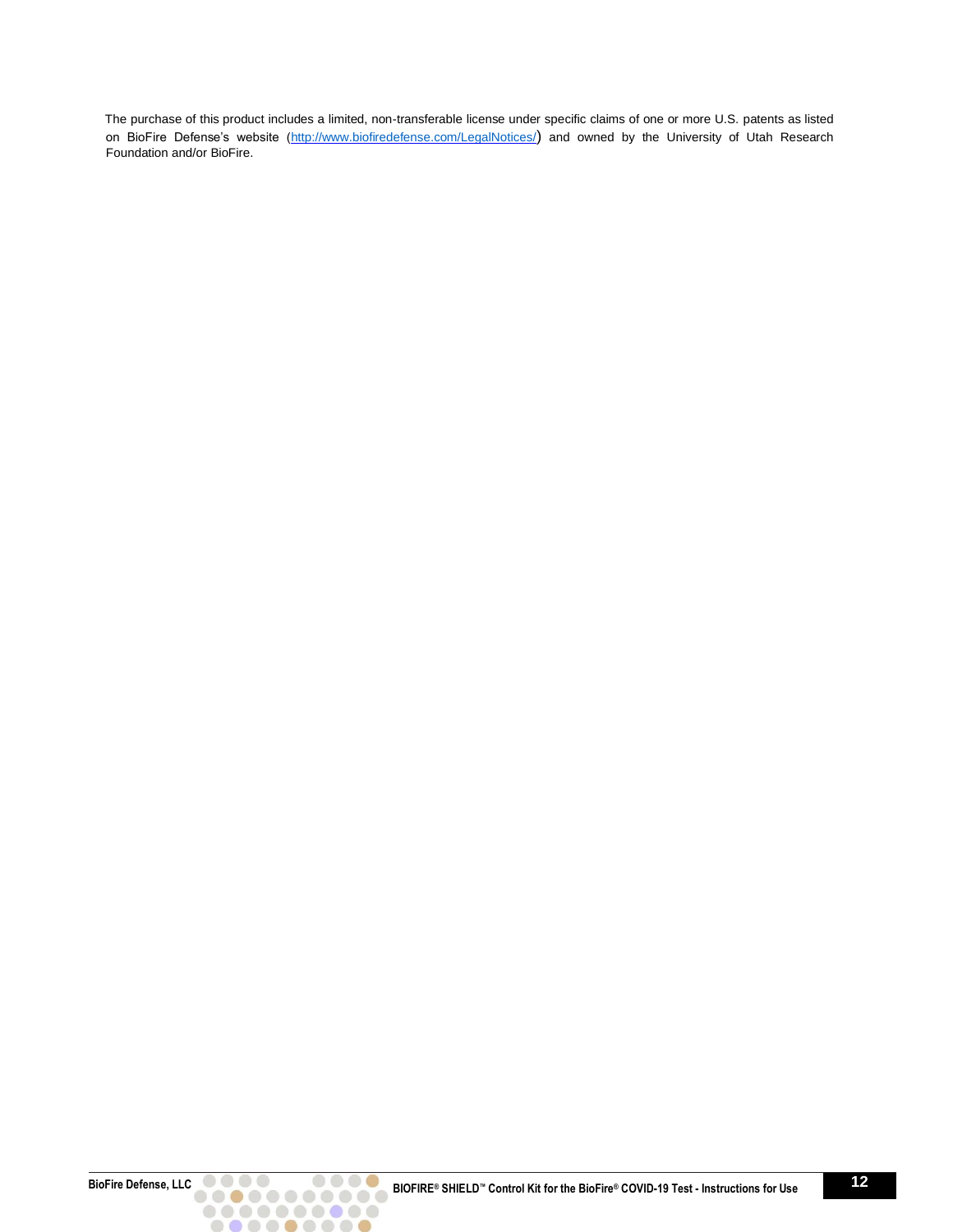The purchase of this product includes a limited, non-transferable license under specific claims of one or more U.S. patents as listed on BioFire Defense's website (http://www.biofiredefense.com/LegalNotices/) and owned by the University of Utah Research Foundation and/or BioFire.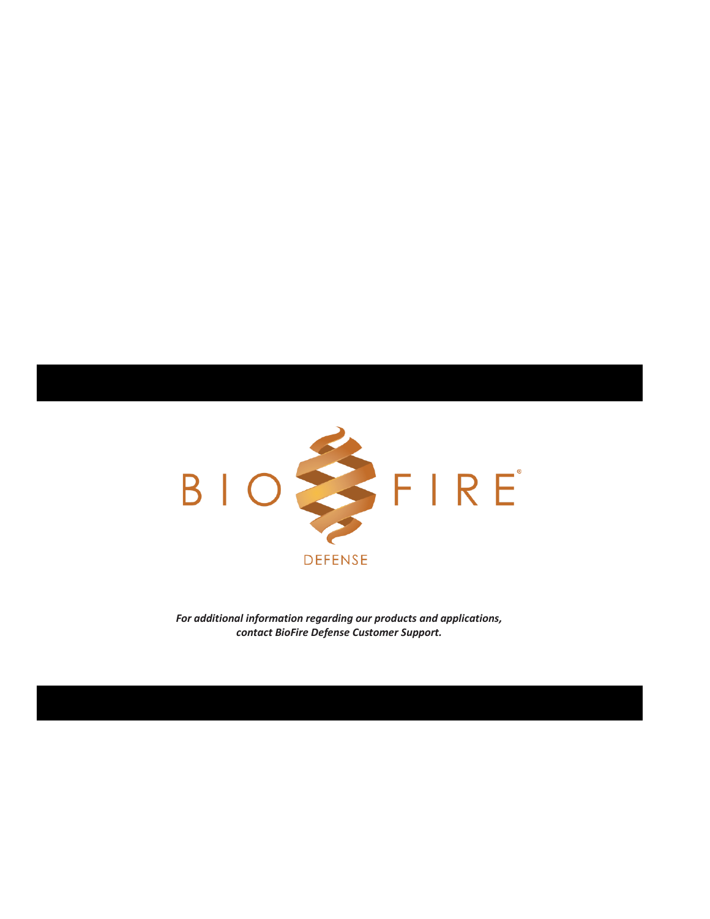*For additional information regarding our products and applications,*
*contact BioFire Defense Customer Support.*